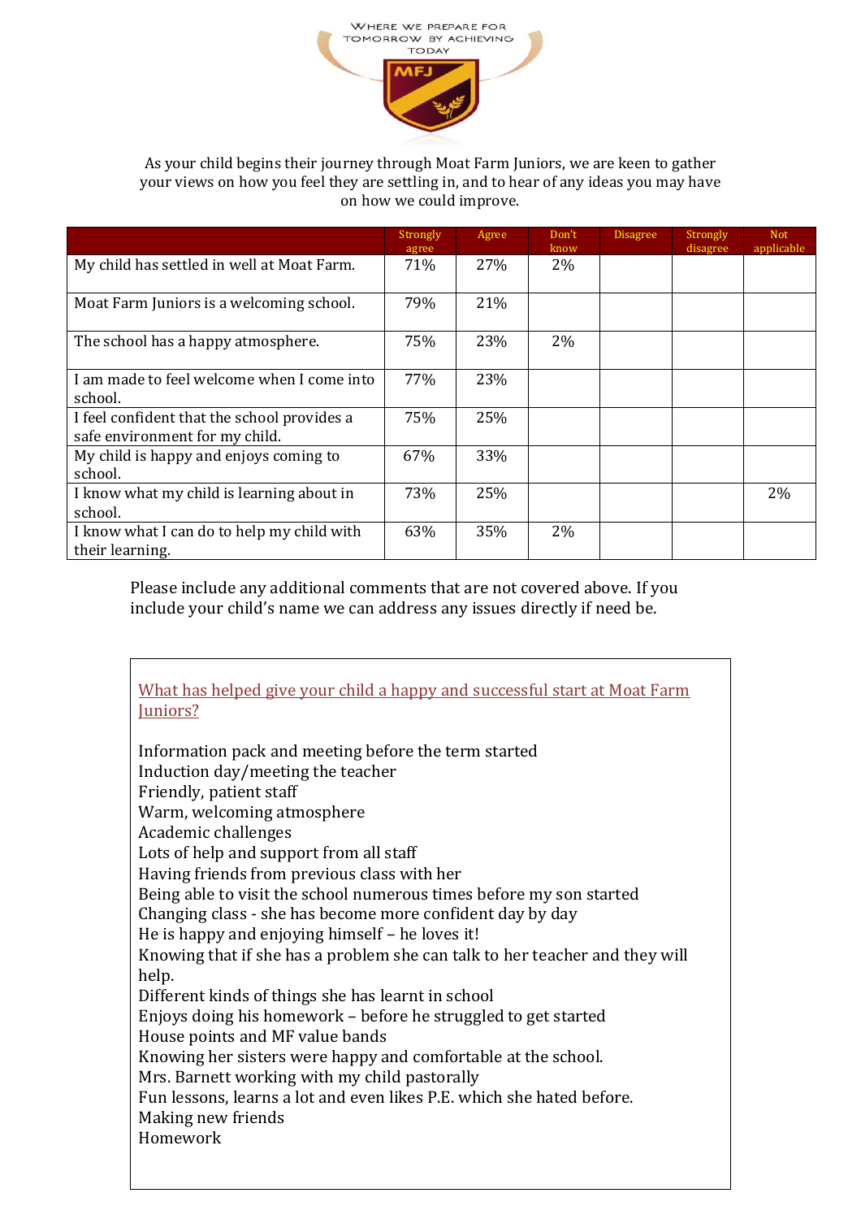WHERE WE PREPARE FOR TOMORROW BY ACHIEVING TODAY

MFJ

As your child begins their journey through Moat Farm Juniors, we are keen to gather your views on how you feel they are settling in, and to hear of any ideas you may have on how we could improve.

| | Strongly agree | Agree | Don't know | Disagree | Strongly disagree | Not applicable |
|---|---|---|---|---|---|---|
| My child has settled in well at Moat Farm. | 71% | 27% | 2% | | | |
| Moat Farm Juniors is a welcoming school. | 79% | 21% | | | | |
| The school has a happy atmosphere. | 75% | 23% | 2% | | | |
| I am made to feel welcome when I come into school. | 77% | 23% | | | | |
| I feel confident that the school provides a safe environment for my child. | 75% | 25% | | | | |
| My child is happy and enjoys coming to school. | 67% | 33% | | | | |
| I know what my child is learning about in school. | 73% | 25% | | | | 2% |
| I know what I can do to help my child with their learning. | 63% | 35% | 2% | | | |

Please include any additional comments that are not covered above. If you include your child's name we can address any issues directly if need be.

What has helped give your child a happy and successful start at Moat Farm Juniors?

Information pack and meeting before the term started
Induction day/meeting the teacher
Friendly, patient staff
Warm, welcoming atmosphere
Academic challenges
Lots of help and support from all staff
Having friends from previous class with her
Being able to visit the school numerous times before my son started
Changing class - she has become more confident day by day
He is happy and enjoying himself – he loves it!
Knowing that if she has a problem she can talk to her teacher and they will help.
Different kinds of things she has learnt in school
Enjoys doing his homework – before he struggled to get started
House points and MF value bands
Knowing her sisters were happy and comfortable at the school.
Mrs. Barnett working with my child pastorally
Fun lessons, learns a lot and even likes P.E. which she hated before.
Making new friends
Homework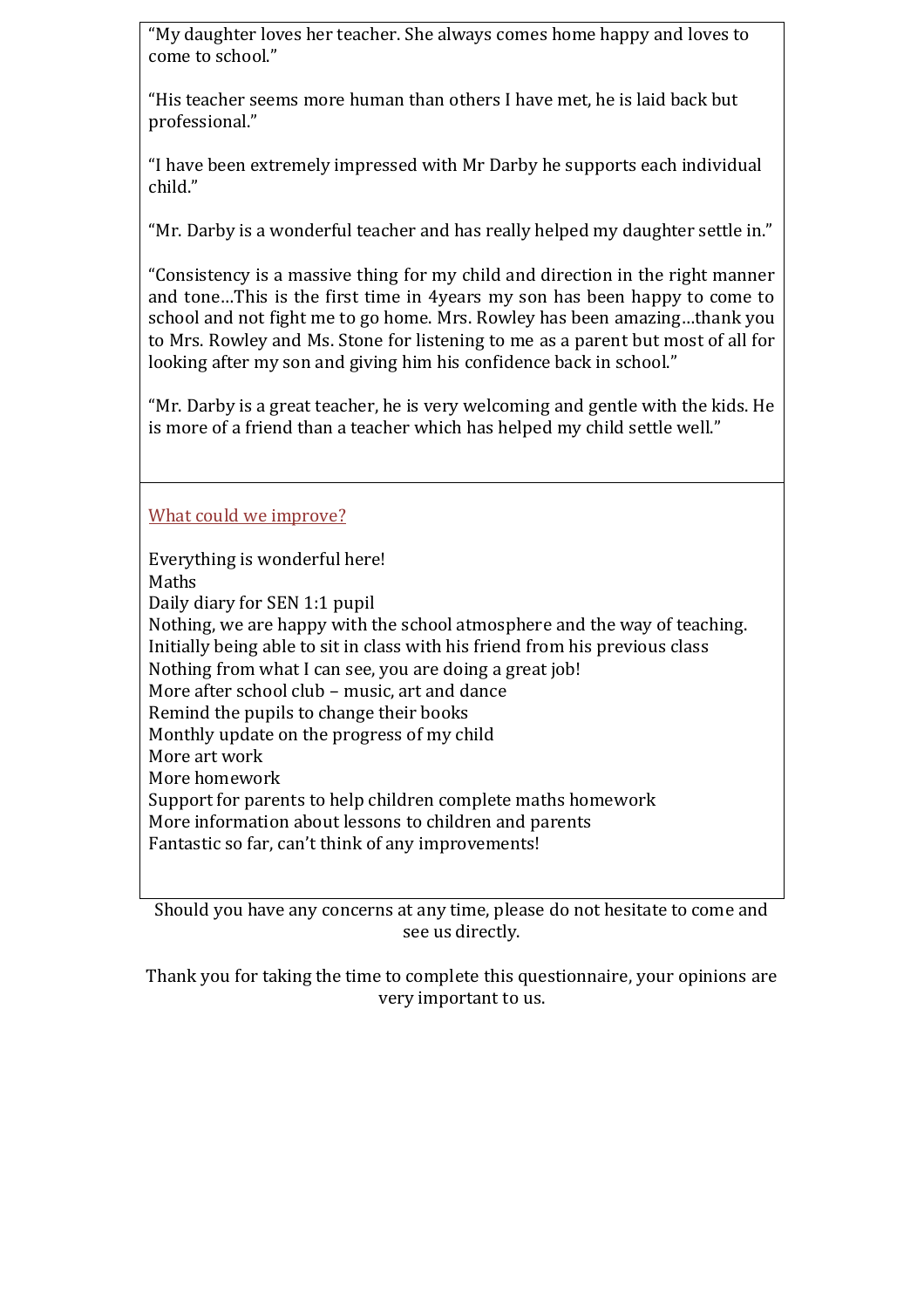"My daughter loves her teacher. She always comes home happy and loves to come to school."

"His teacher seems more human than others I have met, he is laid back but professional."

"I have been extremely impressed with Mr Darby he supports each individual child."

"Mr. Darby is a wonderful teacher and has really helped my daughter settle in."

"Consistency is a massive thing for my child and direction in the right manner and tone…This is the first time in 4years my son has been happy to come to school and not fight me to go home. Mrs. Rowley has been amazing…thank you to Mrs. Rowley and Ms. Stone for listening to me as a parent but most of all for looking after my son and giving him his confidence back in school."

"Mr. Darby is a great teacher, he is very welcoming and gentle with the kids. He is more of a friend than a teacher which has helped my child settle well."

## What could we improve?

Everything is wonderful here!
Maths
Daily diary for SEN 1:1 pupil
Nothing, we are happy with the school atmosphere and the way of teaching.
Initially being able to sit in class with his friend from his previous class
Nothing from what I can see, you are doing a great job!
More after school club – music, art and dance
Remind the pupils to change their books
Monthly update on the progress of my child
More art work
More homework
Support for parents to help children complete maths homework
More information about lessons to children and parents
Fantastic so far, can't think of any improvements!

Should you have any concerns at any time, please do not hesitate to come and see us directly.

Thank you for taking the time to complete this questionnaire, your opinions are very important to us.